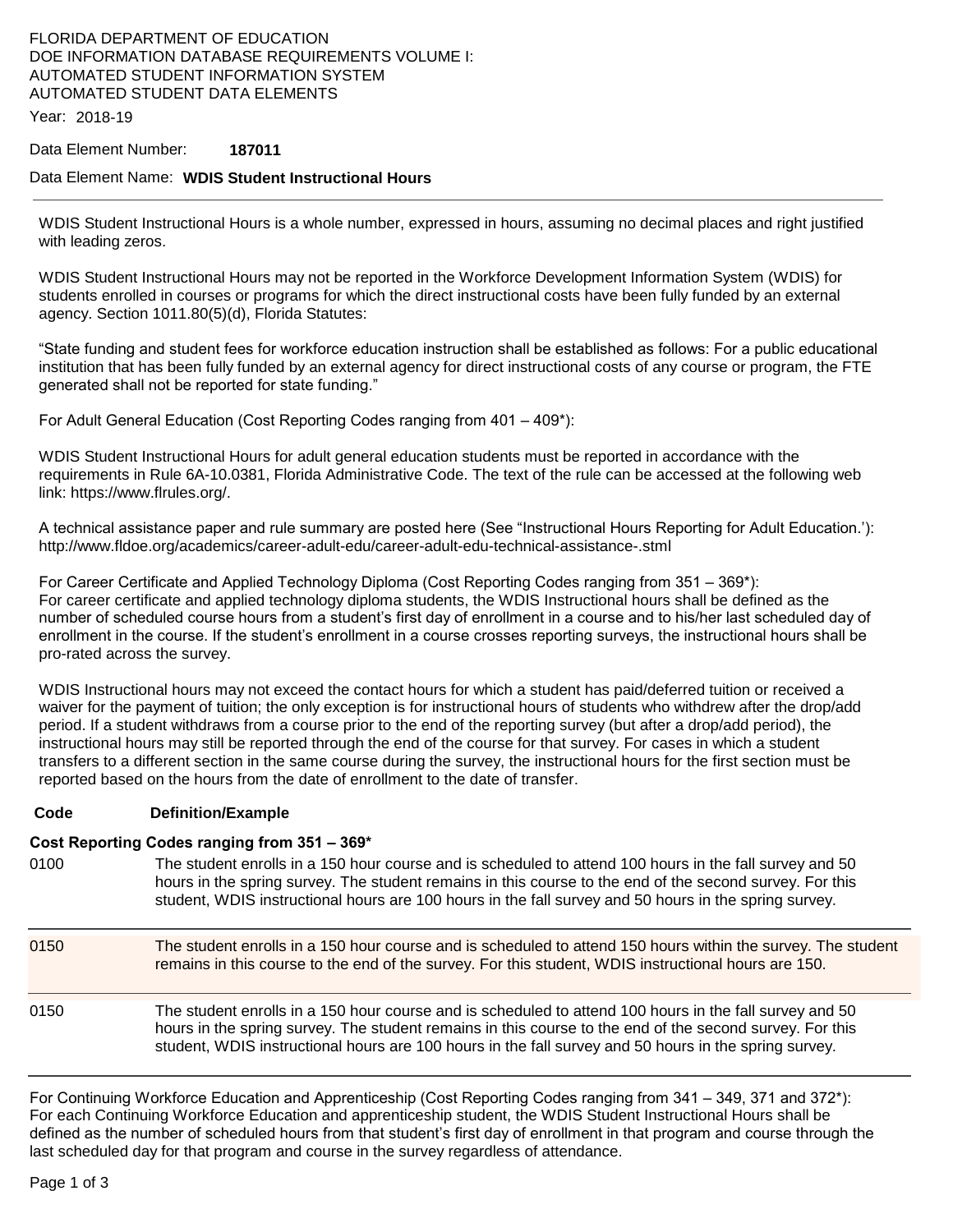FLORIDA DEPARTMENT OF EDUCATION
DOE INFORMATION DATABASE REQUIREMENTS VOLUME I:
AUTOMATED STUDENT INFORMATION SYSTEM
AUTOMATED STUDENT DATA ELEMENTS

Year: 2018-19

Data Element Number: **187011**

Data Element Name: **WDIS Student Instructional Hours**

---

WDIS Student Instructional Hours is a whole number, expressed in hours, assuming no decimal places and right justified with leading zeros.

WDIS Student Instructional Hours may not be reported in the Workforce Development Information System (WDIS) for students enrolled in courses or programs for which the direct instructional costs have been fully funded by an external agency. Section 1011.80(5)(d), Florida Statutes:

"State funding and student fees for workforce education instruction shall be established as follows: For a public educational institution that has been fully funded by an external agency for direct instructional costs of any course or program, the FTE generated shall not be reported for state funding."

For Adult General Education (Cost Reporting Codes ranging from 401 – 409*):

WDIS Student Instructional Hours for adult general education students must be reported in accordance with the requirements in Rule 6A-10.0381, Florida Administrative Code. The text of the rule can be accessed at the following web link: https://www.flrules.org/.

A technical assistance paper and rule summary are posted here (See "Instructional Hours Reporting for Adult Education.'): http://www.fldoe.org/academics/career-adult-edu/career-adult-edu-technical-assistance-.stml

For Career Certificate and Applied Technology Diploma (Cost Reporting Codes ranging from 351 – 369*):
For career certificate and applied technology diploma students, the WDIS Instructional hours shall be defined as the number of scheduled course hours from a student's first day of enrollment in a course and to his/her last scheduled day of enrollment in the course. If the student's enrollment in a course crosses reporting surveys, the instructional hours shall be pro-rated across the survey.

WDIS Instructional hours may not exceed the contact hours for which a student has paid/deferred tuition or received a waiver for the payment of tuition; the only exception is for instructional hours of students who withdrew after the drop/add period. If a student withdraws from a course prior to the end of the reporting survey (but after a drop/add period), the instructional hours may still be reported through the end of the course for that survey. For cases in which a student transfers to a different section in the same course during the survey, the instructional hours for the first section must be reported based on the hours from the date of enrollment to the date of transfer.

| Code | Definition/Example |
|---|---|
| **Cost Reporting Codes ranging from 351 – 369*** | |
| 0100 | The student enrolls in a 150 hour course and is scheduled to attend 100 hours in the fall survey and 50 hours in the spring survey. The student remains in this course to the end of the second survey. For this student, WDIS instructional hours are 100 hours in the fall survey and 50 hours in the spring survey. |
| 0150 | The student enrolls in a 150 hour course and is scheduled to attend 150 hours within the survey. The student remains in this course to the end of the survey. For this student, WDIS instructional hours are 150. |
| 0150 | The student enrolls in a 150 hour course and is scheduled to attend 100 hours in the fall survey and 50 hours in the spring survey. The student remains in this course to the end of the second survey. For this student, WDIS instructional hours are 100 hours in the fall survey and 50 hours in the spring survey. |

For Continuing Workforce Education and Apprenticeship (Cost Reporting Codes ranging from 341 – 349, 371 and 372*):
For each Continuing Workforce Education and apprenticeship student, the WDIS Student Instructional Hours shall be defined as the number of scheduled hours from that student's first day of enrollment in that program and course through the last scheduled day for that program and course in the survey regardless of attendance.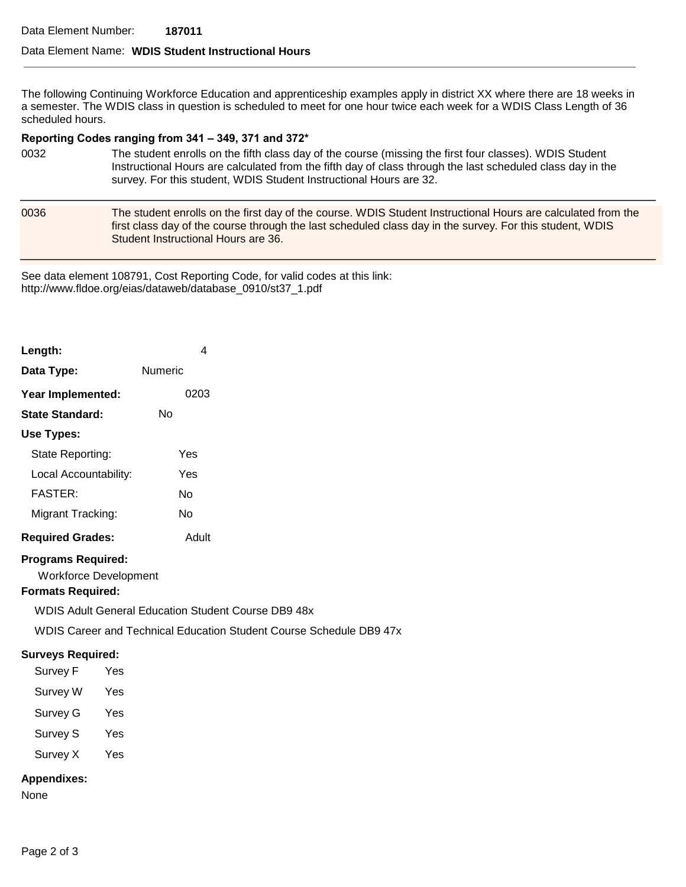Data Element Number: **187011**

Data Element Name: **WDIS Student Instructional Hours**

---

The following Continuing Workforce Education and apprenticeship examples apply in district XX where there are 18 weeks in a semester. The WDIS class in question is scheduled to meet for one hour twice each week for a WDIS Class Length of 36 scheduled hours.

**Reporting Codes ranging from 341 – 349, 371 and 372***

| | |
|---|---|
| 0032 | The student enrolls on the fifth class day of the course (missing the first four classes). WDIS Student Instructional Hours are calculated from the fifth day of class through the last scheduled class day in the survey. For this student, WDIS Student Instructional Hours are 32. |
| 0036 | The student enrolls on the first day of the course. WDIS Student Instructional Hours are calculated from the first class day of the course through the last scheduled class day in the survey. For this student, WDIS Student Instructional Hours are 36. |

See data element 108791, Cost Reporting Code, for valid codes at this link: http://www.fldoe.org/eias/dataweb/database_0910/st37_1.pdf

**Length:** 4

**Data Type:** Numeric

**Year Implemented:** 0203

**State Standard:** No

**Use Types:**

- State Reporting: Yes
- Local Accountability: Yes
- FASTER: No
- Migrant Tracking: No

**Required Grades:** Adult

**Programs Required:**

Workforce Development

**Formats Required:**

WDIS Adult General Education Student Course DB9 48x

WDIS Career and Technical Education Student Course Schedule DB9 47x

**Surveys Required:**

- Survey F Yes
- Survey W Yes
- Survey G Yes
- Survey S Yes
- Survey X Yes

**Appendixes:**

None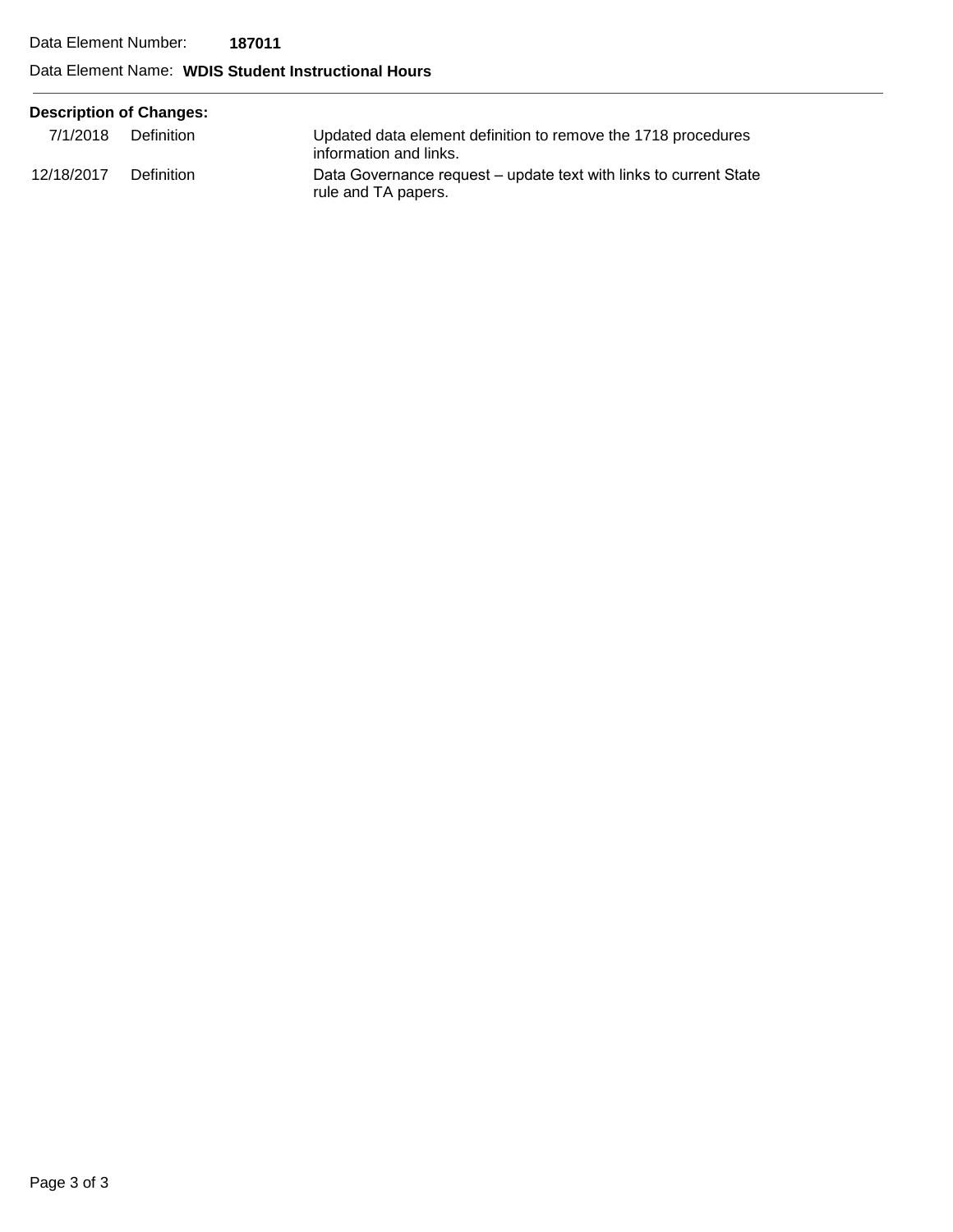Data Element Number: **187011**

Data Element Name: **WDIS Student Instructional Hours**

---

**Description of Changes:**

| | | |
|---|---|---|
| 7/1/2018 | Definition | Updated data element definition to remove the 1718 procedures information and links. |
| 12/18/2017 | Definition | Data Governance request – update text with links to current State rule and TA papers. |